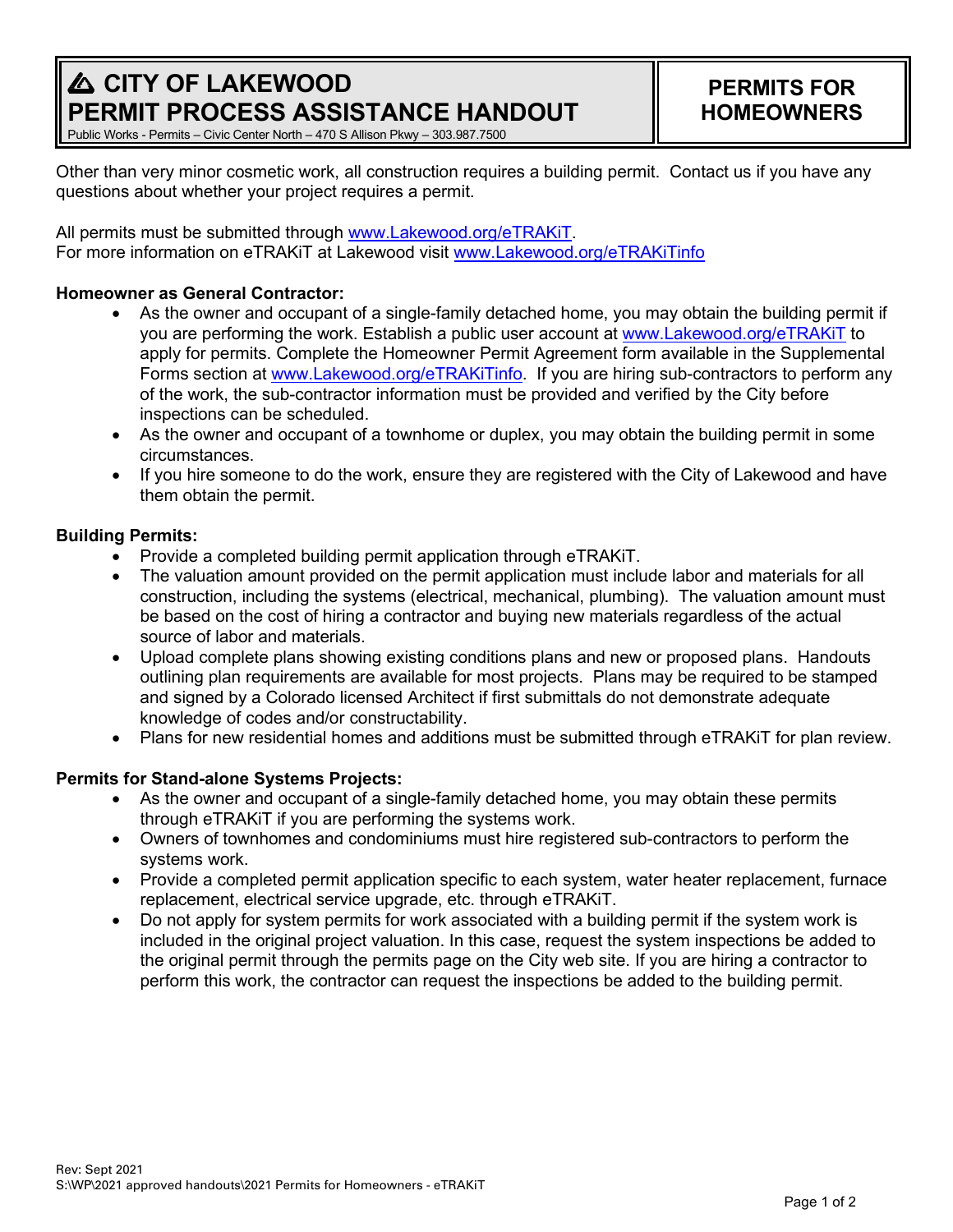# CITY OF LAKEWOOD PERMIT PROCESS ASSISTANCE HANDOUT

Public Works - Permits – Civic Center North – 470 S Allison Pkwy – 303.987.7500

## PERMITS FOR HOMEOWNERS

Other than very minor cosmetic work, all construction requires a building permit. Contact us if you have any questions about whether your project requires a permit.

All permits must be submitted through www.Lakewood.org/eTRAKiT.
For more information on eTRAKiT at Lakewood visit www.Lakewood.org/eTRAKiTinfo

**Homeowner as General Contractor:**

- As the owner and occupant of a single-family detached home, you may obtain the building permit if you are performing the work. Establish a public user account at www.Lakewood.org/eTRAKiT to apply for permits. Complete the Homeowner Permit Agreement form available in the Supplemental Forms section at www.Lakewood.org/eTRAKiTinfo. If you are hiring sub-contractors to perform any of the work, the sub-contractor information must be provided and verified by the City before inspections can be scheduled.
- As the owner and occupant of a townhome or duplex, you may obtain the building permit in some circumstances.
- If you hire someone to do the work, ensure they are registered with the City of Lakewood and have them obtain the permit.

**Building Permits:**

- Provide a completed building permit application through eTRAKiT.
- The valuation amount provided on the permit application must include labor and materials for all construction, including the systems (electrical, mechanical, plumbing). The valuation amount must be based on the cost of hiring a contractor and buying new materials regardless of the actual source of labor and materials.
- Upload complete plans showing existing conditions plans and new or proposed plans. Handouts outlining plan requirements are available for most projects. Plans may be required to be stamped and signed by a Colorado licensed Architect if first submittals do not demonstrate adequate knowledge of codes and/or constructability.
- Plans for new residential homes and additions must be submitted through eTRAKiT for plan review.

**Permits for Stand-alone Systems Projects:**

- As the owner and occupant of a single-family detached home, you may obtain these permits through eTRAKiT if you are performing the systems work.
- Owners of townhomes and condominiums must hire registered sub-contractors to perform the systems work.
- Provide a completed permit application specific to each system, water heater replacement, furnace replacement, electrical service upgrade, etc. through eTRAKiT.
- Do not apply for system permits for work associated with a building permit if the system work is included in the original project valuation. In this case, request the system inspections be added to the original permit through the permits page on the City web site. If you are hiring a contractor to perform this work, the contractor can request the inspections be added to the building permit.

Rev: Sept 2021
S:\WP\2021 approved handouts\2021 Permits for Homeowners - eTRAKiT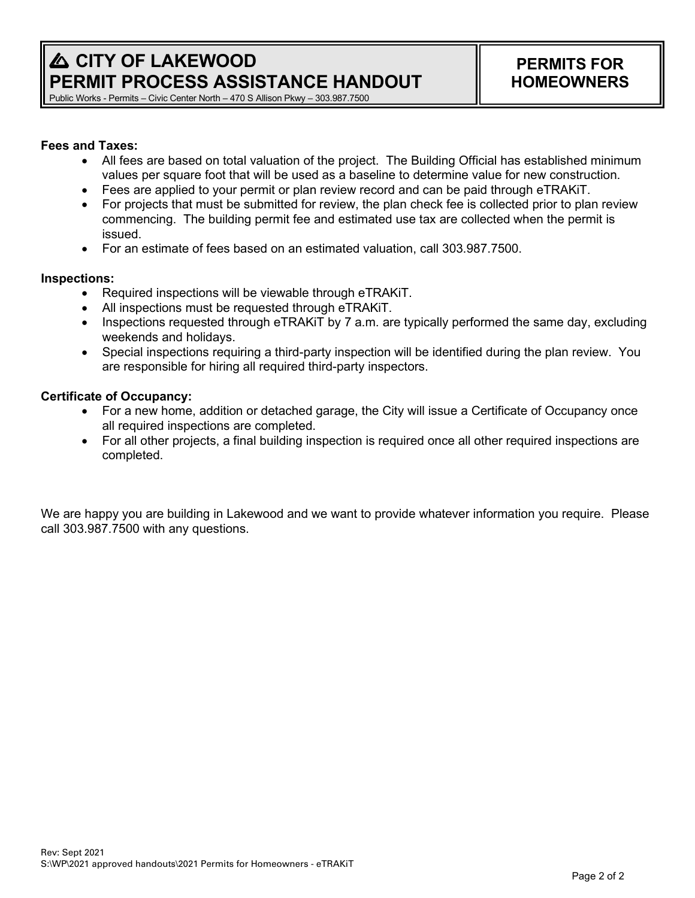**Fees and Taxes:**

- All fees are based on total valuation of the project. The Building Official has established minimum values per square foot that will be used as a baseline to determine value for new construction.
- Fees are applied to your permit or plan review record and can be paid through eTRAKiT.
- For projects that must be submitted for review, the plan check fee is collected prior to plan review commencing. The building permit fee and estimated use tax are collected when the permit is issued.
- For an estimate of fees based on an estimated valuation, call 303.987.7500.

**Inspections:**

- Required inspections will be viewable through eTRAKiT.
- All inspections must be requested through eTRAKiT.
- Inspections requested through eTRAKiT by 7 a.m. are typically performed the same day, excluding weekends and holidays.
- Special inspections requiring a third-party inspection will be identified during the plan review. You are responsible for hiring all required third-party inspectors.

**Certificate of Occupancy:**

- For a new home, addition or detached garage, the City will issue a Certificate of Occupancy once all required inspections are completed.
- For all other projects, a final building inspection is required once all other required inspections are completed.

We are happy you are building in Lakewood and we want to provide whatever information you require. Please call 303.987.7500 with any questions.

Rev: Sept 2021
S:\WP\2021 approved handouts\2021 Permits for Homeowners - eTRAKiT